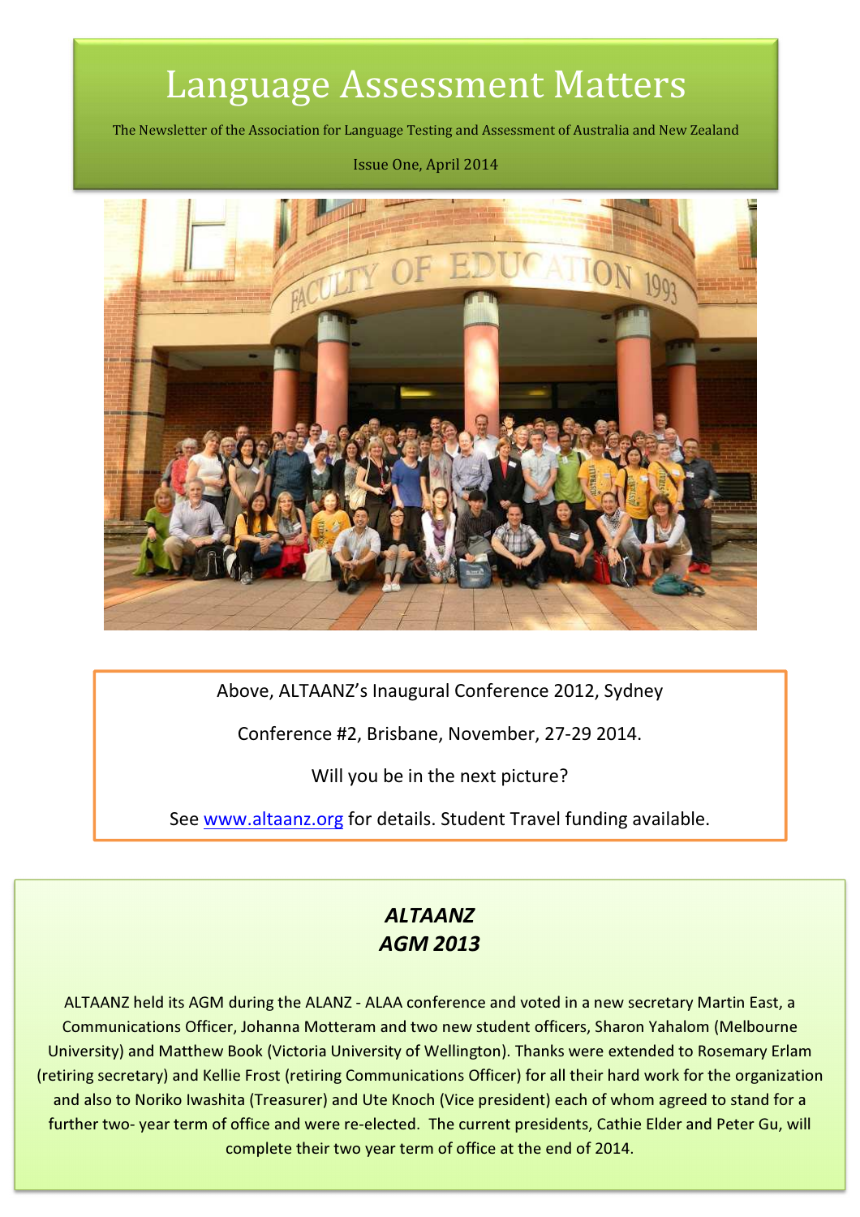# Language Assessment Matters

The Newsletter of the Association for Language Testing and Assessment of Australia and New Zealand

Issue One, April 2014

Above, ALTAANZ's Inaugural Conference 2012, Sydney

Conference #2, Brisbane, November, 27-29 2014.

Will you be in the next picture?

See www.altaanz.org for details. Student Travel funding available.

## *ALTAANZ AGM 2013*

ALTAANZ held its AGM during the ALANZ - ALAA conference and voted in a new secretary Martin East, a Communications Officer, Johanna Motteram and two new student officers, Sharon Yahalom (Melbourne University) and Matthew Book (Victoria University of Wellington). Thanks were extended to Rosemary Erlam (retiring secretary) and Kellie Frost (retiring Communications Officer) for all their hard work for the organization and also to Noriko Iwashita (Treasurer) and Ute Knoch (Vice president) each of whom agreed to stand for a further two- year term of office and were re-elected. The current presidents, Cathie Elder and Peter Gu, will complete their two year term of office at the end of 2014.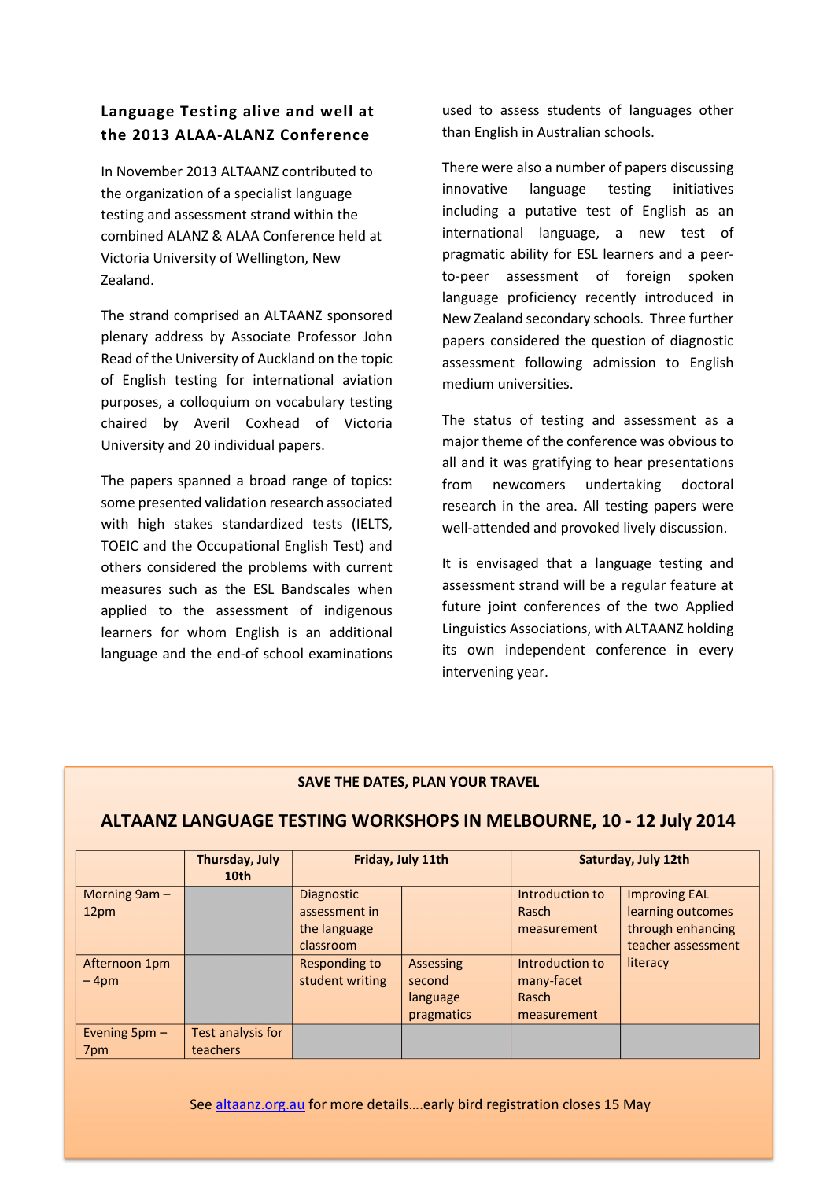## Language Testing alive and well at the 2013 ALAA-ALANZ Conference

In November 2013 ALTAANZ contributed to the organization of a specialist language testing and assessment strand within the combined ALANZ & ALAA Conference held at Victoria University of Wellington, New Zealand.

The strand comprised an ALTAANZ sponsored plenary address by Associate Professor John Read of the University of Auckland on the topic of English testing for international aviation purposes, a colloquium on vocabulary testing chaired by Averil Coxhead of Victoria University and 20 individual papers.

The papers spanned a broad range of topics: some presented validation research associated with high stakes standardized tests (IELTS, TOEIC and the Occupational English Test) and others considered the problems with current measures such as the ESL Bandscales when applied to the assessment of indigenous learners for whom English is an additional language and the end-of school examinations used to assess students of languages other than English in Australian schools.

There were also a number of papers discussing innovative language testing initiatives including a putative test of English as an international language, a new test of pragmatic ability for ESL learners and a peer-to-peer assessment of foreign spoken language proficiency recently introduced in New Zealand secondary schools. Three further papers considered the question of diagnostic assessment following admission to English medium universities.

The status of testing and assessment as a major theme of the conference was obvious to all and it was gratifying to hear presentations from newcomers undertaking doctoral research in the area. All testing papers were well-attended and provoked lively discussion.

It is envisaged that a language testing and assessment strand will be a regular feature at future joint conferences of the two Applied Linguistics Associations, with ALTAANZ holding its own independent conference in every intervening year.

**SAVE THE DATES, PLAN YOUR TRAVEL**

### ALTAANZ LANGUAGE TESTING WORKSHOPS IN MELBOURNE, 10 - 12 July 2014

| | Thursday, July 10th | Friday, July 11th | | Saturday, July 12th | |
|---|---|---|---|---|---|
| Morning 9am – 12pm | | Diagnostic assessment in the language classroom | | Introduction to Rasch measurement | Improving EAL learning outcomes through enhancing teacher assessment literacy |
| Afternoon 1pm – 4pm | | Responding to student writing | Assessing second language pragmatics | Introduction to many-facet Rasch measurement | |
| Evening 5pm – 7pm | Test analysis for teachers | | | | |

See [altaanz.org.au](http://altaanz.org.au) for more details….early bird registration closes 15 May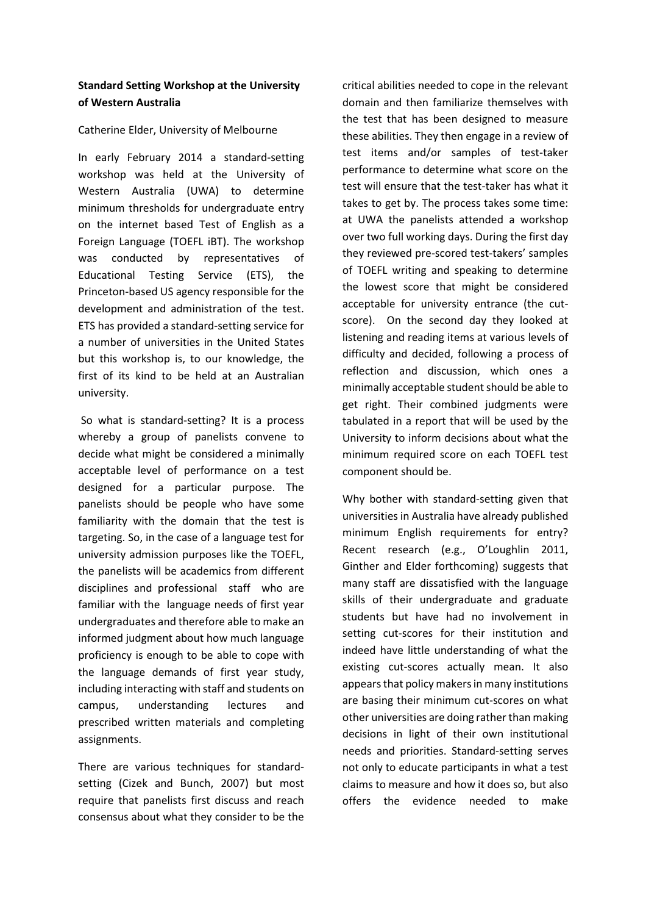**Standard Setting Workshop at the University of Western Australia**

Catherine Elder, University of Melbourne

In early February 2014 a standard-setting workshop was held at the University of Western Australia (UWA) to determine minimum thresholds for undergraduate entry on the internet based Test of English as a Foreign Language (TOEFL iBT). The workshop was conducted by representatives of Educational Testing Service (ETS), the Princeton-based US agency responsible for the development and administration of the test. ETS has provided a standard-setting service for a number of universities in the United States but this workshop is, to our knowledge, the first of its kind to be held at an Australian university.

So what is standard-setting? It is a process whereby a group of panelists convene to decide what might be considered a minimally acceptable level of performance on a test designed for a particular purpose. The panelists should be people who have some familiarity with the domain that the test is targeting. So, in the case of a language test for university admission purposes like the TOEFL, the panelists will be academics from different disciplines and professional staff who are familiar with the language needs of first year undergraduates and therefore able to make an informed judgment about how much language proficiency is enough to be able to cope with the language demands of first year study, including interacting with staff and students on campus, understanding lectures and prescribed written materials and completing assignments.

There are various techniques for standard-setting (Cizek and Bunch, 2007) but most require that panelists first discuss and reach consensus about what they consider to be the critical abilities needed to cope in the relevant domain and then familiarize themselves with the test that has been designed to measure these abilities. They then engage in a review of test items and/or samples of test-taker performance to determine what score on the test will ensure that the test-taker has what it takes to get by. The process takes some time: at UWA the panelists attended a workshop over two full working days. During the first day they reviewed pre-scored test-takers' samples of TOEFL writing and speaking to determine the lowest score that might be considered acceptable for university entrance (the cut-score). On the second day they looked at listening and reading items at various levels of difficulty and decided, following a process of reflection and discussion, which ones a minimally acceptable student should be able to get right. Their combined judgments were tabulated in a report that will be used by the University to inform decisions about what the minimum required score on each TOEFL test component should be.

Why bother with standard-setting given that universities in Australia have already published minimum English requirements for entry? Recent research (e.g., O'Loughlin 2011, Ginther and Elder forthcoming) suggests that many staff are dissatisfied with the language skills of their undergraduate and graduate students but have had no involvement in setting cut-scores for their institution and indeed have little understanding of what the existing cut-scores actually mean. It also appears that policy makers in many institutions are basing their minimum cut-scores on what other universities are doing rather than making decisions in light of their own institutional needs and priorities. Standard-setting serves not only to educate participants in what a test claims to measure and how it does so, but also offers the evidence needed to make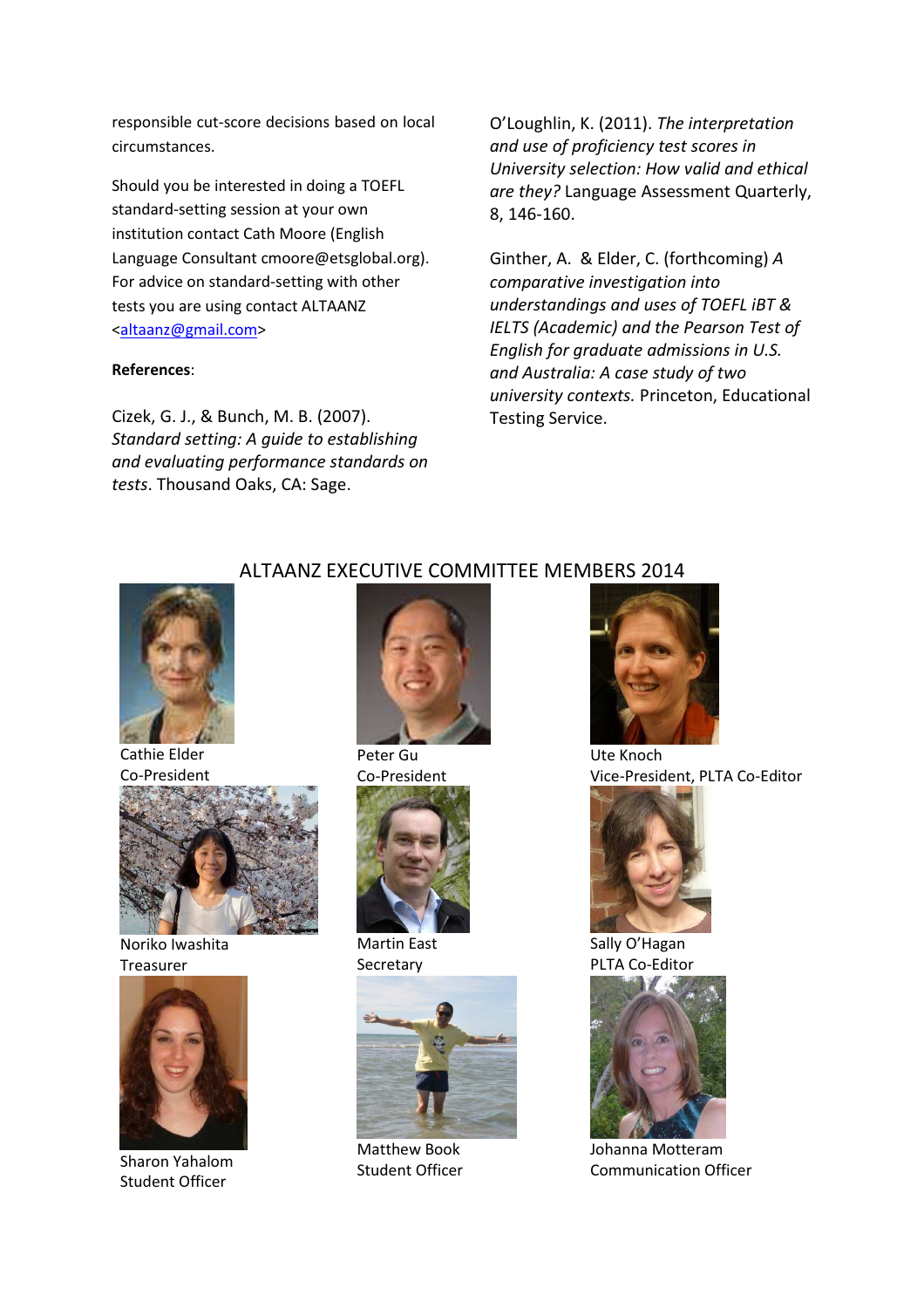responsible cut-score decisions based on local circumstances.

Should you be interested in doing a TOEFL standard-setting session at your own institution contact Cath Moore (English Language Consultant cmoore@etsglobal.org). For advice on standard-setting with other tests you are using contact ALTAANZ <altaanz@gmail.com>

**References**:

Cizek, G. J., & Bunch, M. B. (2007). *Standard setting: A guide to establishing and evaluating performance standards on tests*. Thousand Oaks, CA: Sage.

O'Loughlin, K. (2011). *The interpretation and use of proficiency test scores in University selection: How valid and ethical are they?* Language Assessment Quarterly, 8, 146-160.

Ginther, A. & Elder, C. (forthcoming) *A comparative investigation into understandings and uses of TOEFL iBT & IELTS (Academic) and the Pearson Test of English for graduate admissions in U.S. and Australia: A case study of two university contexts.* Princeton, Educational Testing Service.

## ALTAANZ EXECUTIVE COMMITTEE MEMBERS 2014

Cathie Elder
Co-President

Peter Gu
Co-President

Ute Knoch
Vice-President, PLTA Co-Editor

Noriko Iwashita
Treasurer

Martin East
Secretary

Sally O'Hagan
PLTA Co-Editor

Sharon Yahalom
Student Officer

Matthew Book
Student Officer

Johanna Motteram
Communication Officer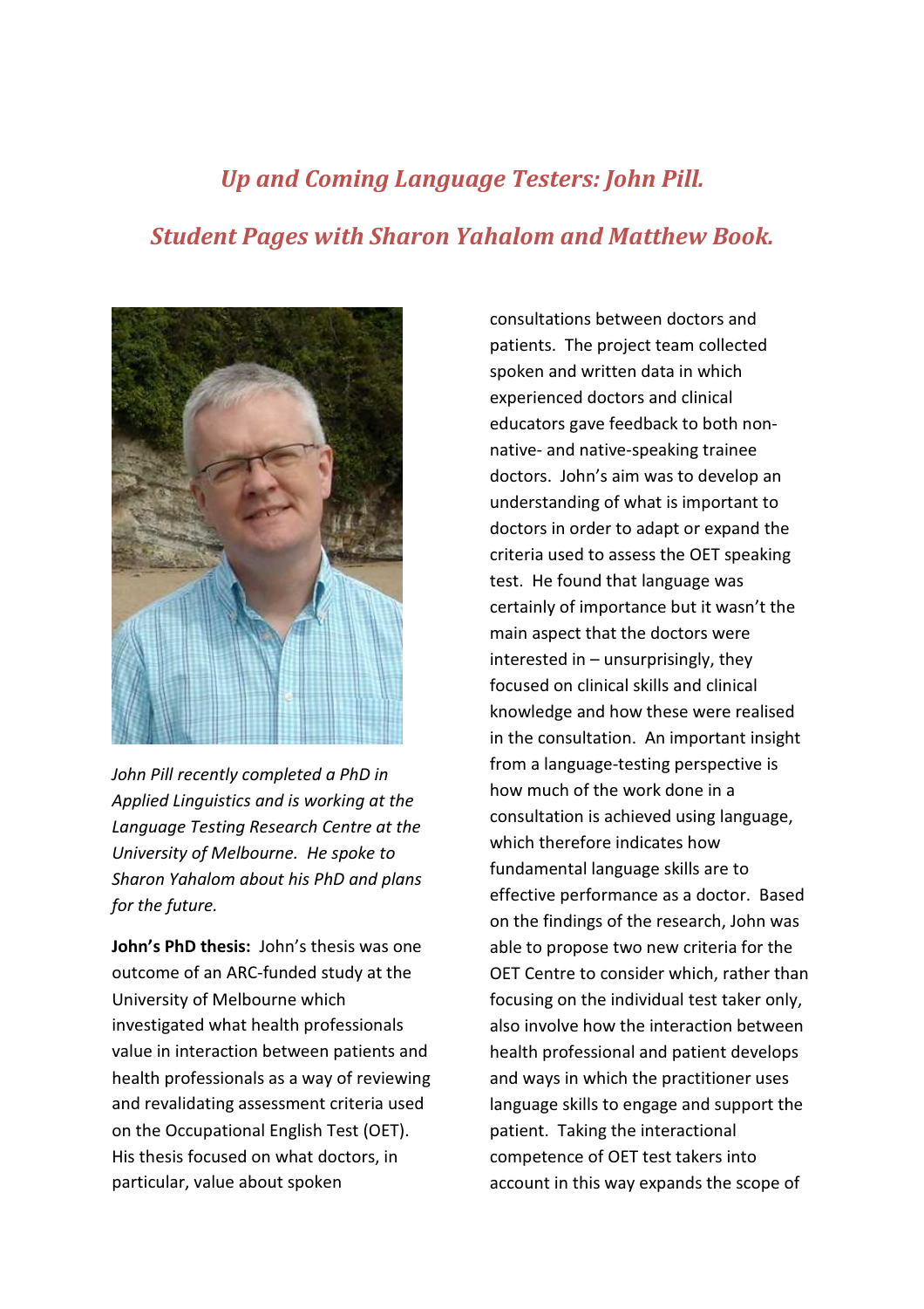## *Up and Coming Language Testers: John Pill.*

## *Student Pages with Sharon Yahalom and Matthew Book.*

*John Pill recently completed a PhD in Applied Linguistics and is working at the Language Testing Research Centre at the University of Melbourne. He spoke to Sharon Yahalom about his PhD and plans for the future.*

**John's PhD thesis:** John's thesis was one outcome of an ARC-funded study at the University of Melbourne which investigated what health professionals value in interaction between patients and health professionals as a way of reviewing and revalidating assessment criteria used on the Occupational English Test (OET). His thesis focused on what doctors, in particular, value about spoken consultations between doctors and patients. The project team collected spoken and written data in which experienced doctors and clinical educators gave feedback to both non-native- and native-speaking trainee doctors. John's aim was to develop an understanding of what is important to doctors in order to adapt or expand the criteria used to assess the OET speaking test. He found that language was certainly of importance but it wasn't the main aspect that the doctors were interested in – unsurprisingly, they focused on clinical skills and clinical knowledge and how these were realised in the consultation. An important insight from a language-testing perspective is how much of the work done in a consultation is achieved using language, which therefore indicates how fundamental language skills are to effective performance as a doctor. Based on the findings of the research, John was able to propose two new criteria for the OET Centre to consider which, rather than focusing on the individual test taker only, also involve how the interaction between health professional and patient develops and ways in which the practitioner uses language skills to engage and support the patient. Taking the interactional competence of OET test takers into account in this way expands the scope of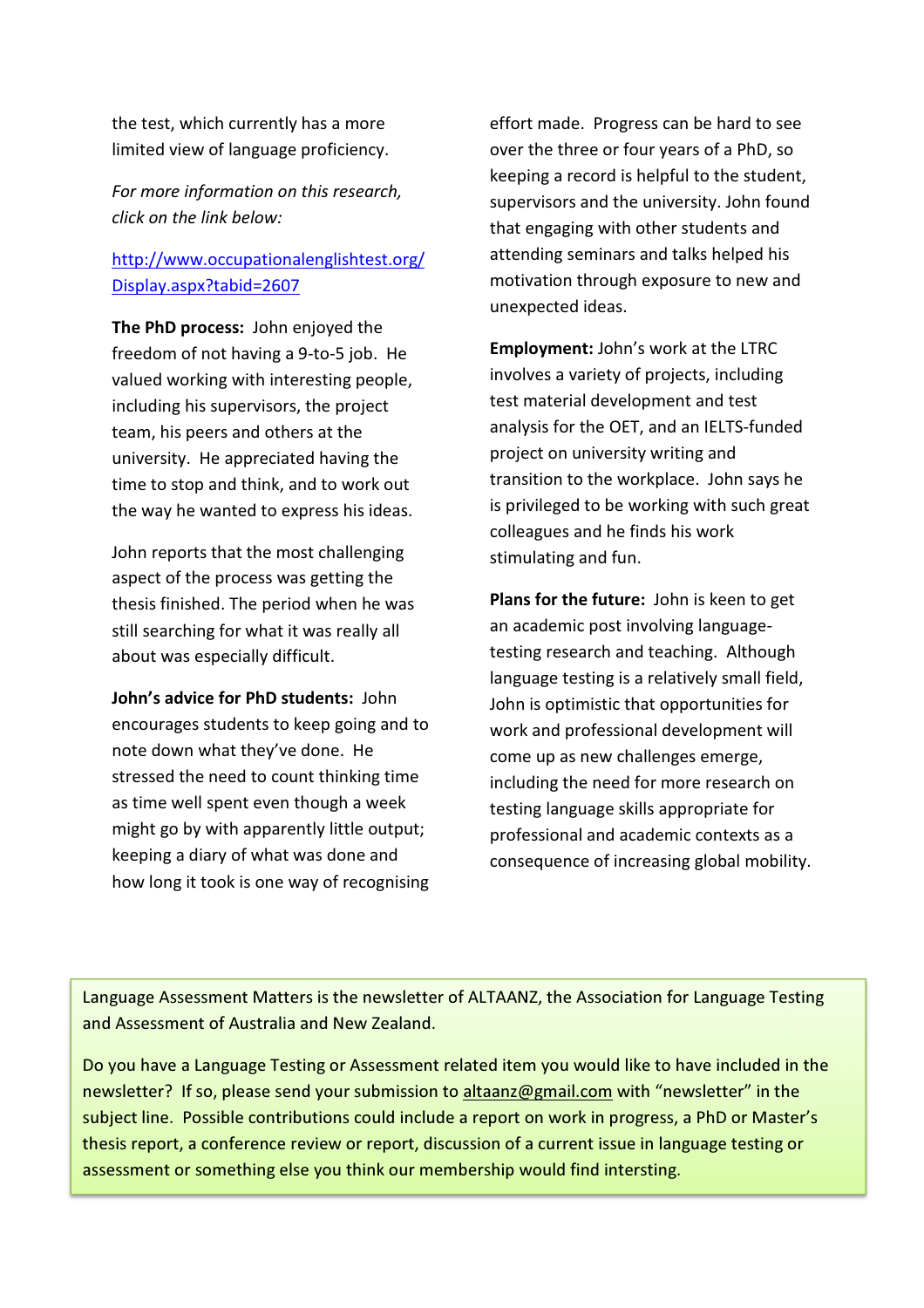the test, which currently has a more limited view of language proficiency.

*For more information on this research, click on the link below:*

[http://www.occupationalenglishtest.org/Display.aspx?tabid=2607](http://www.occupationalenglishtest.org/Display.aspx?tabid=2607)

**The PhD process:** John enjoyed the freedom of not having a 9-to-5 job. He valued working with interesting people, including his supervisors, the project team, his peers and others at the university. He appreciated having the time to stop and think, and to work out the way he wanted to express his ideas.

John reports that the most challenging aspect of the process was getting the thesis finished. The period when he was still searching for what it was really all about was especially difficult.

**John's advice for PhD students:** John encourages students to keep going and to note down what they've done. He stressed the need to count thinking time as time well spent even though a week might go by with apparently little output; keeping a diary of what was done and how long it took is one way of recognising effort made. Progress can be hard to see over the three or four years of a PhD, so keeping a record is helpful to the student, supervisors and the university. John found that engaging with other students and attending seminars and talks helped his motivation through exposure to new and unexpected ideas.

**Employment:** John's work at the LTRC involves a variety of projects, including test material development and test analysis for the OET, and an IELTS-funded project on university writing and transition to the workplace. John says he is privileged to be working with such great colleagues and he finds his work stimulating and fun.

**Plans for the future:** John is keen to get an academic post involving language-testing research and teaching. Although language testing is a relatively small field, John is optimistic that opportunities for work and professional development will come up as new challenges emerge, including the need for more research on testing language skills appropriate for professional and academic contexts as a consequence of increasing global mobility.

---

Language Assessment Matters is the newsletter of ALTAANZ, the Association for Language Testing and Assessment of Australia and New Zealand.

Do you have a Language Testing or Assessment related item you would like to have included in the newsletter? If so, please send your submission to altaanz@gmail.com with "newsletter" in the subject line. Possible contributions could include a report on work in progress, a PhD or Master's thesis report, a conference review or report, discussion of a current issue in language testing or assessment or something else you think our membership would find intersting.